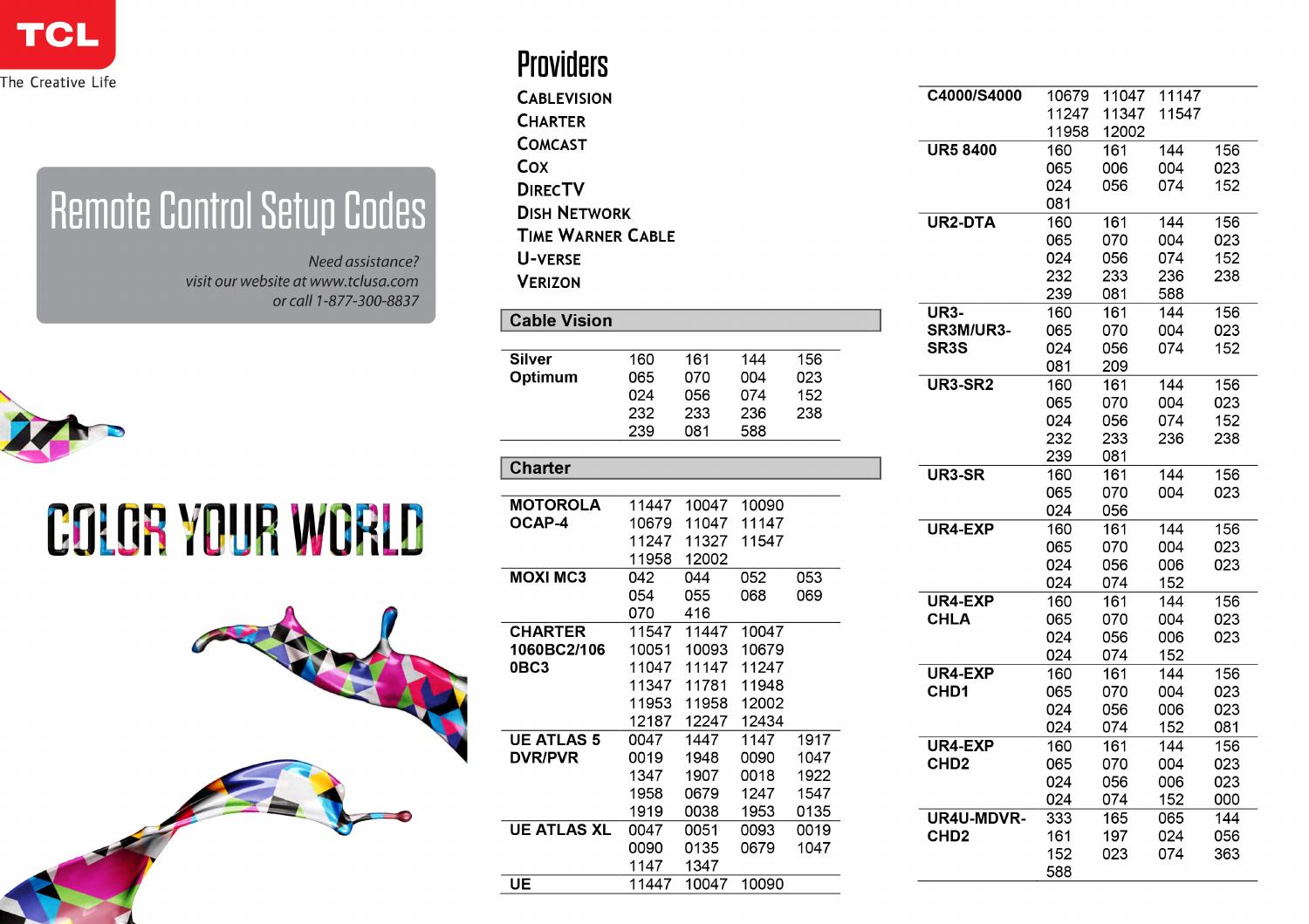TCL

The Creative Life

# Remote Control Setup Codes

*Need assistance?*
*visit our website at www.tclusa.com*
*or call 1-877-300-8837*

COLOR YOUR WORLD

## Providers

- Cablevision
- Charter
- Comcast
- Cox
- DirecTV
- Dish Network
- Time Warner Cable
- U-verse
- Verizon

### Cable Vision

| Remote | Codes | | | |
|---|---|---|---|---|
| **Silver Optimum** | 160 | 161 | 144 | 156 |
| | 065 | 070 | 004 | 023 |
| | 024 | 056 | 074 | 152 |
| | 232 | 233 | 236 | 238 |
| | 239 | 081 | 588 | |

### Charter

| Remote | Codes | | | |
|---|---|---|---|---|
| **MOTOROLA OCAP-4** | 11447 | 10047 | 10090 | |
| | 10679 | 11047 | 11147 | |
| | 11247 | 11327 | 11547 | |
| | 11958 | 12002 | | |
| **MOXI MC3** | 042 | 044 | 052 | 053 |
| | 054 | 055 | 068 | 069 |
| | 070 | 416 | | |
| **CHARTER 1060BC2/1060BC3** | 11547 | 11447 | 10047 | |
| | 10051 | 10093 | 10679 | |
| | 11047 | 11147 | 11247 | |
| | 11347 | 11781 | 11948 | |
| | 11953 | 11958 | 12002 | |
| | 12187 | 12247 | 12434 | |
| **UE ATLAS 5 DVR/PVR** | 0047 | 1447 | 1147 | 1917 |
| | 0019 | 1948 | 0090 | 1047 |
| | 1347 | 1907 | 0018 | 1922 |
| | 1958 | 0679 | 1247 | 1547 |
| | 1919 | 0038 | 1953 | 0135 |
| **UE ATLAS XL** | 0047 | 0051 | 0093 | 0019 |
| | 0090 | 0135 | 0679 | 1047 |
| | 1147 | 1347 | | |
| **UE** | 11447 | 10047 | 10090 | |
| **C4000/S4000** | 10679 | 11047 | 11147 | |
| | 11247 | 11347 | 11547 | |
| | 11958 | 12002 | | |
| **UR5 8400** | 160 | 161 | 144 | 156 |
| | 065 | 006 | 004 | 023 |
| | 024 | 056 | 074 | 152 |
| | 081 | | | |
| **UR2-DTA** | 160 | 161 | 144 | 156 |
| | 065 | 070 | 004 | 023 |
| | 024 | 056 | 074 | 152 |
| | 232 | 233 | 236 | 238 |
| | 239 | 081 | 588 | |
| **UR3-SR3M/UR3-SR3S** | 160 | 161 | 144 | 156 |
| | 065 | 070 | 004 | 023 |
| | 024 | 056 | 074 | 152 |
| | 081 | 209 | | |
| **UR3-SR2** | 160 | 161 | 144 | 156 |
| | 065 | 070 | 004 | 023 |
| | 024 | 056 | 074 | 152 |
| | 232 | 233 | 236 | 238 |
| | 239 | 081 | | |
| **UR3-SR** | 160 | 161 | 144 | 156 |
| | 065 | 070 | 004 | 023 |
| | 024 | 056 | | |
| **UR4-EXP** | 160 | 161 | 144 | 156 |
| | 065 | 070 | 004 | 023 |
| | 024 | 056 | 006 | 023 |
| | 024 | 074 | 152 | |
| **UR4-EXP CHLA** | 160 | 161 | 144 | 156 |
| | 065 | 070 | 004 | 023 |
| | 024 | 056 | 006 | 023 |
| | 024 | 074 | 152 | |
| **UR4-EXP CHD1** | 160 | 161 | 144 | 156 |
| | 065 | 070 | 004 | 023 |
| | 024 | 056 | 006 | 023 |
| | 024 | 074 | 152 | 081 |
| **UR4-EXP CHD2** | 160 | 161 | 144 | 156 |
| | 065 | 070 | 004 | 023 |
| | 024 | 056 | 006 | 023 |
| | 024 | 074 | 152 | 000 |
| **UR4U-MDVR-CHD2** | 333 | 165 | 065 | 144 |
| | 161 | 197 | 024 | 056 |
| | 152 | 023 | 074 | 363 |
| | 588 | | | |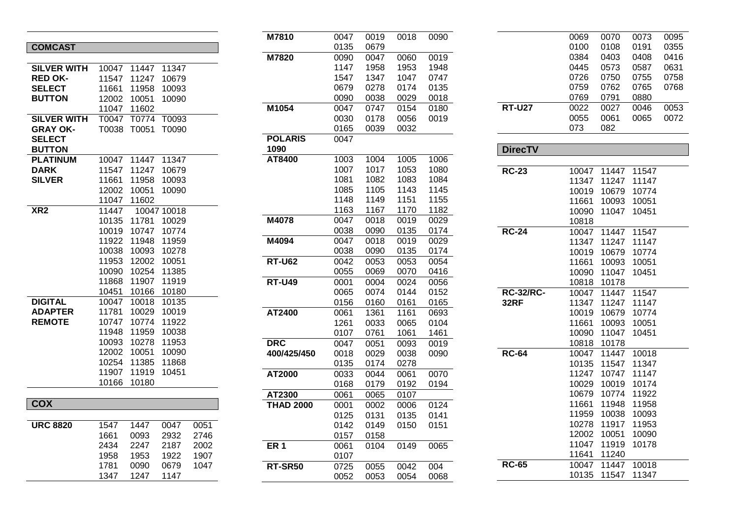## COMCAST

| | | | | |
|---|---|---|---|---|
| **SILVER WITH RED OK-SELECT BUTTON** | 10047 | 11447 | 11347 | |
| | 11547 | 11247 | 10679 | |
| | 11661 | 11958 | 10093 | |
| | 12002 | 10051 | 10090 | |
| | 11047 | 11602 | | |
| **SILVER WITH GRAY OK-SELECT BUTTON** | T0047 | T0774 | T0093 | |
| | T0038 | T0051 | T0090 | |
| **PLATINUM DARK SILVER** | 10047 | 11447 | 11347 | |
| | 11547 | 11247 | 10679 | |
| | 11661 | 11958 | 10093 | |
| | 12002 | 10051 | 10090 | |
| | 11047 | 11602 | | |
| **XR2** | 11447 | 10047 | 10018 | |
| | 10135 | 11781 | 10029 | |
| | 10019 | 10747 | 10774 | |
| | 11922 | 11948 | 11959 | |
| | 10038 | 10093 | 10278 | |
| | 11953 | 12002 | 10051 | |
| | 10090 | 10254 | 11385 | |
| | 11868 | 11907 | 11919 | |
| | 10451 | 10166 | 10180 | |
| **DIGITAL ADAPTER REMOTE** | 10047 | 10018 | 10135 | |
| | 11781 | 10029 | 10019 | |
| | 10747 | 10774 | 11922 | |
| | 11948 | 11959 | 10038 | |
| | 10093 | 10278 | 11953 | |
| | 12002 | 10051 | 10090 | |
| | 10254 | 11385 | 11868 | |
| | 11907 | 11919 | 10451 | |
| | 10166 | 10180 | | |

## COX

| | | | | |
|---|---|---|---|---|
| **URC 8820** | 1547 | 1447 | 0047 | 0051 |
| | 1661 | 0093 | 2932 | 2746 |
| | 2434 | 2247 | 2187 | 2002 |
| | 1958 | 1953 | 1922 | 1907 |
| | 1781 | 0090 | 0679 | 1047 |
| | 1347 | 1247 | 1147 | |

| | | | | |
|---|---|---|---|---|
| **M7810** | 0047 | 0019 | 0018 | 0090 |
| | 0135 | 0679 | | |
| **M7820** | 0090 | 0047 | 0060 | 0019 |
| | 1147 | 1958 | 1953 | 1948 |
| | 1547 | 1347 | 1047 | 0747 |
| | 0679 | 0278 | 0174 | 0135 |
| | 0090 | 0038 | 0029 | 0018 |
| **M1054** | 0047 | 0747 | 0154 | 0180 |
| | 0030 | 0178 | 0056 | 0019 |
| | 0165 | 0039 | 0032 | |
| **POLARIS 1090** | 0047 | | | |
| **AT8400** | 1003 | 1004 | 1005 | 1006 |
| | 1007 | 1017 | 1053 | 1080 |
| | 1081 | 1082 | 1083 | 1084 |
| | 1085 | 1105 | 1143 | 1145 |
| | 1148 | 1149 | 1151 | 1155 |
| | 1163 | 1167 | 1170 | 1182 |
| **M4078** | 0047 | 0018 | 0019 | 0029 |
| | 0038 | 0090 | 0135 | 0174 |
| **M4094** | 0047 | 0018 | 0019 | 0029 |
| | 0038 | 0090 | 0135 | 0174 |
| **RT-U62** | 0042 | 0053 | 0053 | 0054 |
| | 0055 | 0069 | 0070 | 0416 |
| **RT-U49** | 0001 | 0004 | 0024 | 0056 |
| | 0065 | 0074 | 0144 | 0152 |
| | 0156 | 0160 | 0161 | 0165 |
| **AT2400** | 0061 | 1361 | 1161 | 0693 |
| | 1261 | 0033 | 0065 | 0104 |
| | 0107 | 0761 | 1061 | 1461 |
| **DRC 400/425/450** | 0047 | 0051 | 0093 | 0019 |
| | 0018 | 0029 | 0038 | 0090 |
| | 0135 | 0174 | 0278 | |
| **AT2000** | 0033 | 0044 | 0061 | 0070 |
| | 0168 | 0179 | 0192 | 0194 |
| **AT2300** | 0061 | 0065 | 0107 | |
| **THAD 2000** | 0001 | 0002 | 0006 | 0124 |
| | 0125 | 0131 | 0135 | 0141 |
| | 0142 | 0149 | 0150 | 0151 |
| | 0157 | 0158 | | |
| **ER 1** | 0061 | 0104 | 0149 | 0065 |
| | 0107 | | | |
| **RT-SR50** | 0725 | 0055 | 0042 | 004 |
| | 0052 | 0053 | 0054 | 0068 |
| | 0069 | 0070 | 0073 | 0095 |
| | 0100 | 0108 | 0191 | 0355 |
| | 0384 | 0403 | 0408 | 0416 |
| | 0445 | 0573 | 0587 | 0631 |
| | 0726 | 0750 | 0755 | 0758 |
| | 0759 | 0762 | 0765 | 0768 |
| | 0769 | 0791 | 0880 | |
| **RT-U27** | 0022 | 0027 | 0046 | 0053 |
| | 0055 | 0061 | 0065 | 0072 |
| | 073 | 082 | | |

## DirecTV

| | | | |
|---|---|---|---|
| **RC-23** | 10047 | 11447 | 11547 |
| | 11347 | 11247 | 11147 |
| | 10019 | 10679 | 10774 |
| | 11661 | 10093 | 10051 |
| | 10090 | 11047 | 10451 |
| | 10818 | | |
| **RC-24** | 10047 | 11447 | 11547 |
| | 11347 | 11247 | 11147 |
| | 10019 | 10679 | 10774 |
| | 11661 | 10093 | 10051 |
| | 10090 | 11047 | 10451 |
| | 10818 | 10178 | |
| **RC-32/RC-32RF** | 10047 | 11447 | 11547 |
| | 11347 | 11247 | 11147 |
| | 10019 | 10679 | 10774 |
| | 11661 | 10093 | 10051 |
| | 10090 | 11047 | 10451 |
| | 10818 | 10178 | |
| **RC-64** | 10047 | 11447 | 10018 |
| | 10135 | 11547 | 11347 |
| | 11247 | 10747 | 11147 |
| | 10029 | 10019 | 10174 |
| | 10679 | 10774 | 11922 |
| | 11661 | 11948 | 11958 |
| | 11959 | 10038 | 10093 |
| | 10278 | 11917 | 11953 |
| | 12002 | 10051 | 10090 |
| | 11047 | 11919 | 10178 |
| | 11641 | 11240 | |
| **RC-65** | 10047 | 11447 | 10018 |
| | 10135 | 11547 | 11347 |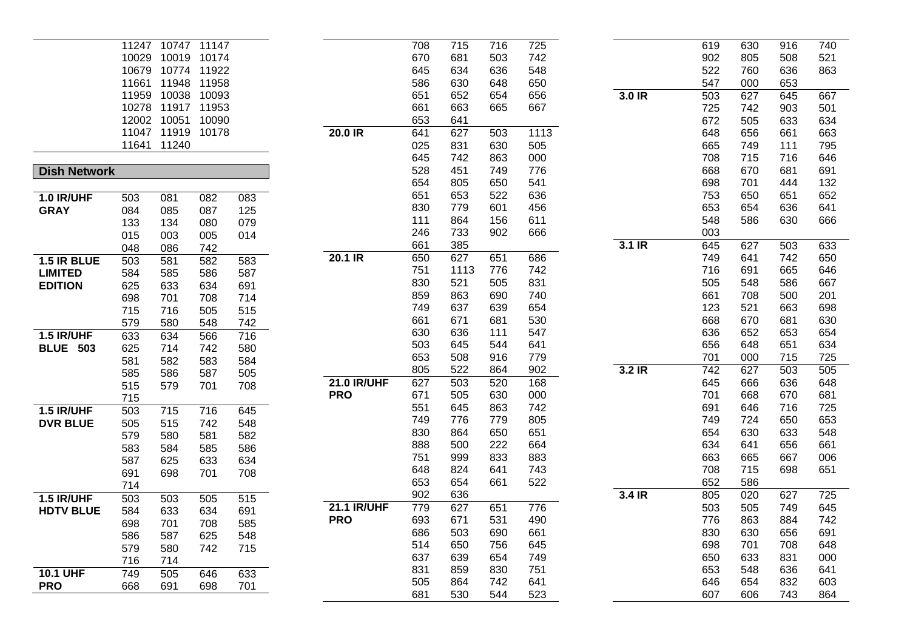| | | | | |
|---|---|---|---|---|
| | 11247 | 10747 | 11147 | |
| | 10029 | 10019 | 10174 | |
| | 10679 | 10774 | 11922 | |
| | 11661 | 11948 | 11958 | |
| | 11959 | 10038 | 10093 | |
| | 10278 | 11917 | 11953 | |
| | 12002 | 10051 | 10090 | |
| | 11047 | 11919 | 10178 | |
| | 11641 | 11240 | | |

## Dish Network

| | | | | |
|---|---|---|---|---|
| **1.0 IR/UHF GRAY** | 503 | 081 | 082 | 083 |
| | 084 | 085 | 087 | 125 |
| | 133 | 134 | 080 | 079 |
| | 015 | 003 | 005 | 014 |
| | 048 | 086 | 742 | |
| **1.5 IR BLUE LIMITED EDITION** | 503 | 581 | 582 | 583 |
| | 584 | 585 | 586 | 587 |
| | 625 | 633 | 634 | 691 |
| | 698 | 701 | 708 | 714 |
| | 715 | 716 | 505 | 515 |
| | 579 | 580 | 548 | 742 |
| **1.5 IR/UHF BLUE 503** | 633 | 634 | 566 | 716 |
| | 625 | 714 | 742 | 580 |
| | 581 | 582 | 583 | 584 |
| | 585 | 586 | 587 | 505 |
| | 515 | 579 | 701 | 708 |
| | 715 | | | |
| **1.5 IR/UHF DVR BLUE** | 503 | 715 | 716 | 645 |
| | 505 | 515 | 742 | 548 |
| | 579 | 580 | 581 | 582 |
| | 583 | 584 | 585 | 586 |
| | 587 | 625 | 633 | 634 |
| | 691 | 698 | 701 | 708 |
| | 714 | | | |
| **1.5 IR/UHF HDTV BLUE** | 503 | 503 | 505 | 515 |
| | 584 | 633 | 634 | 691 |
| | 698 | 701 | 708 | 585 |
| | 586 | 587 | 625 | 548 |
| | 579 | 580 | 742 | 715 |
| | 716 | 714 | | |
| **10.1 UHF PRO** | 749 | 505 | 646 | 633 |
| | 668 | 691 | 698 | 701 |
| | 708 | 715 | 716 | 725 |
| | 670 | 681 | 503 | 742 |
| | 645 | 634 | 636 | 548 |
| | 586 | 630 | 648 | 650 |
| | 651 | 652 | 654 | 656 |
| | 661 | 663 | 665 | 667 |
| | 653 | 641 | | |
| **20.0 IR** | 641 | 627 | 503 | 1113 |
| | 025 | 831 | 630 | 505 |
| | 645 | 742 | 863 | 000 |
| | 528 | 451 | 749 | 776 |
| | 654 | 805 | 650 | 541 |
| | 651 | 653 | 522 | 636 |
| | 830 | 779 | 601 | 456 |
| | 111 | 864 | 156 | 611 |
| | 246 | 733 | 902 | 666 |
| | 661 | 385 | | |
| **20.1 IR** | 650 | 627 | 651 | 686 |
| | 751 | 1113 | 776 | 742 |
| | 830 | 521 | 505 | 831 |
| | 859 | 863 | 690 | 740 |
| | 749 | 637 | 639 | 654 |
| | 661 | 671 | 681 | 530 |
| | 630 | 636 | 111 | 547 |
| | 503 | 645 | 544 | 641 |
| | 653 | 508 | 916 | 779 |
| | 805 | 522 | 864 | 902 |
| **21.0 IR/UHF PRO** | 627 | 503 | 520 | 168 |
| | 671 | 505 | 630 | 000 |
| | 551 | 645 | 863 | 742 |
| | 749 | 776 | 779 | 805 |
| | 830 | 864 | 650 | 651 |
| | 888 | 500 | 222 | 664 |
| | 751 | 999 | 833 | 883 |
| | 648 | 824 | 641 | 743 |
| | 653 | 654 | 661 | 522 |
| | 902 | 636 | | |
| **21.1 IR/UHF PRO** | 779 | 627 | 651 | 776 |
| | 693 | 671 | 531 | 490 |
| | 686 | 503 | 690 | 661 |
| | 514 | 650 | 756 | 645 |
| | 637 | 639 | 654 | 749 |
| | 831 | 859 | 830 | 751 |
| | 505 | 864 | 742 | 641 |
| | 681 | 530 | 544 | 523 |
| | 619 | 630 | 916 | 740 |
| | 902 | 805 | 508 | 521 |
| | 522 | 760 | 636 | 863 |
| | 547 | 000 | 653 | |
| **3.0 IR** | 503 | 627 | 645 | 667 |
| | 725 | 742 | 903 | 501 |
| | 672 | 505 | 633 | 634 |
| | 648 | 656 | 661 | 663 |
| | 665 | 749 | 111 | 795 |
| | 708 | 715 | 716 | 646 |
| | 668 | 670 | 681 | 691 |
| | 698 | 701 | 444 | 132 |
| | 753 | 650 | 651 | 652 |
| | 653 | 654 | 636 | 641 |
| | 548 | 586 | 630 | 666 |
| | 003 | | | |
| **3.1 IR** | 645 | 627 | 503 | 633 |
| | 749 | 641 | 742 | 650 |
| | 716 | 691 | 665 | 646 |
| | 505 | 548 | 586 | 667 |
| | 661 | 708 | 500 | 201 |
| | 123 | 521 | 663 | 698 |
| | 668 | 670 | 681 | 630 |
| | 636 | 652 | 653 | 654 |
| | 656 | 648 | 651 | 634 |
| | 701 | 000 | 715 | 725 |
| **3.2 IR** | 742 | 627 | 503 | 505 |
| | 645 | 666 | 636 | 648 |
| | 701 | 668 | 670 | 681 |
| | 691 | 646 | 716 | 725 |
| | 749 | 724 | 650 | 653 |
| | 654 | 630 | 633 | 548 |
| | 634 | 641 | 656 | 661 |
| | 663 | 665 | 667 | 006 |
| | 708 | 715 | 698 | 651 |
| | 652 | 586 | | |
| **3.4 IR** | 805 | 020 | 627 | 725 |
| | 503 | 505 | 749 | 645 |
| | 776 | 863 | 884 | 742 |
| | 830 | 630 | 656 | 691 |
| | 698 | 701 | 708 | 648 |
| | 650 | 633 | 831 | 000 |
| | 653 | 548 | 636 | 641 |
| | 646 | 654 | 832 | 603 |
| | 607 | 606 | 743 | 864 |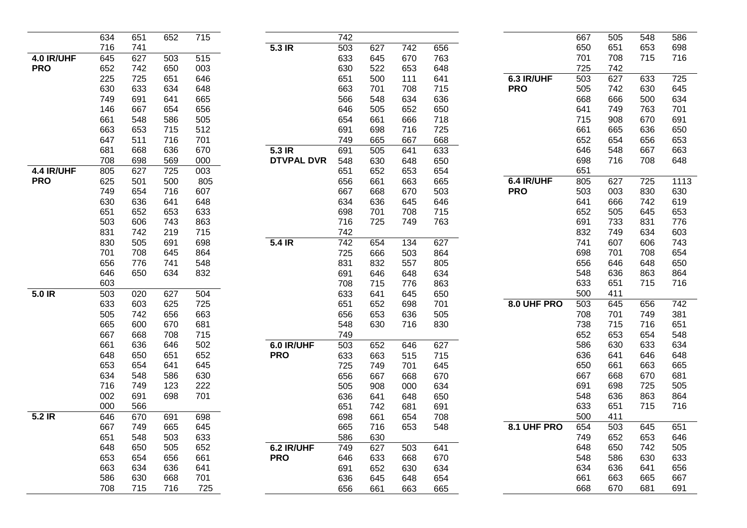| | | | | |
|---|---|---|---|---|
| | 634 | 651 | 652 | 715 |
| | 716 | 741 | | |
| **4.0 IR/UHF PRO** | 645 | 627 | 503 | 515 |
| | 652 | 742 | 650 | 003 |
| | 225 | 725 | 651 | 646 |
| | 630 | 633 | 634 | 648 |
| | 749 | 691 | 641 | 665 |
| | 146 | 667 | 654 | 656 |
| | 661 | 548 | 586 | 505 |
| | 663 | 653 | 715 | 512 |
| | 647 | 511 | 716 | 701 |
| | 681 | 668 | 636 | 670 |
| | 708 | 698 | 569 | 000 |
| **4.4 IR/UHF PRO** | 805 | 627 | 725 | 003 |
| | 625 | 501 | 500 | 805 |
| | 749 | 654 | 716 | 607 |
| | 630 | 636 | 641 | 648 |
| | 651 | 652 | 653 | 633 |
| | 503 | 606 | 743 | 863 |
| | 831 | 742 | 219 | 715 |
| | 830 | 505 | 691 | 698 |
| | 701 | 708 | 645 | 864 |
| | 656 | 776 | 741 | 548 |
| | 646 | 650 | 634 | 832 |
| | 603 | | | |
| **5.0 IR** | 503 | 020 | 627 | 504 |
| | 633 | 603 | 625 | 725 |
| | 505 | 742 | 656 | 663 |
| | 665 | 600 | 670 | 681 |
| | 667 | 668 | 708 | 715 |
| | 661 | 636 | 646 | 502 |
| | 648 | 650 | 651 | 652 |
| | 653 | 654 | 641 | 645 |
| | 634 | 548 | 586 | 630 |
| | 716 | 749 | 123 | 222 |
| | 002 | 691 | 698 | 701 |
| | 000 | 566 | | |
| **5.2 IR** | 646 | 670 | 691 | 698 |
| | 667 | 749 | 665 | 645 |
| | 651 | 548 | 503 | 633 |
| | 648 | 650 | 505 | 652 |
| | 653 | 654 | 656 | 661 |
| | 663 | 634 | 636 | 641 |
| | 586 | 630 | 668 | 701 |
| | 708 | 715 | 716 | 725 |
| | 742 | | | |
| **5.3 IR** | 503 | 627 | 742 | 656 |
| | 633 | 645 | 670 | 763 |
| | 630 | 522 | 653 | 648 |
| | 651 | 500 | 111 | 641 |
| | 663 | 701 | 708 | 715 |
| | 566 | 548 | 634 | 636 |
| | 646 | 505 | 652 | 650 |
| | 654 | 661 | 666 | 718 |
| | 691 | 698 | 716 | 725 |
| | 749 | 665 | 667 | 668 |
| **5.3 IR DTVPAL DVR** | 691 | 505 | 641 | 633 |
| | 548 | 630 | 648 | 650 |
| | 651 | 652 | 653 | 654 |
| | 656 | 661 | 663 | 665 |
| | 667 | 668 | 670 | 503 |
| | 634 | 636 | 645 | 646 |
| | 698 | 701 | 708 | 715 |
| | 716 | 725 | 749 | 763 |
| | 742 | | | |
| **5.4 IR** | 742 | 654 | 134 | 627 |
| | 725 | 666 | 503 | 864 |
| | 831 | 832 | 557 | 805 |
| | 691 | 646 | 648 | 634 |
| | 708 | 715 | 776 | 863 |
| | 633 | 641 | 645 | 650 |
| | 651 | 652 | 698 | 701 |
| | 656 | 653 | 636 | 505 |
| | 548 | 630 | 716 | 830 |
| | 749 | | | |
| **6.0 IR/UHF PRO** | 503 | 652 | 646 | 627 |
| | 633 | 663 | 515 | 715 |
| | 725 | 749 | 701 | 645 |
| | 656 | 667 | 668 | 670 |
| | 505 | 908 | 000 | 634 |
| | 636 | 641 | 648 | 650 |
| | 651 | 742 | 681 | 691 |
| | 698 | 661 | 654 | 708 |
| | 665 | 716 | 653 | 548 |
| | 586 | 630 | | |
| **6.2 IR/UHF PRO** | 749 | 627 | 503 | 641 |
| | 646 | 633 | 668 | 670 |
| | 691 | 652 | 630 | 634 |
| | 636 | 645 | 648 | 654 |
| | 656 | 661 | 663 | 665 |
| | 667 | 505 | 548 | 586 |
| | 650 | 651 | 653 | 698 |
| | 701 | 708 | 715 | 716 |
| | 725 | 742 | | |
| **6.3 IR/UHF PRO** | 503 | 627 | 633 | 725 |
| | 505 | 742 | 630 | 645 |
| | 668 | 666 | 500 | 634 |
| | 641 | 749 | 763 | 701 |
| | 715 | 908 | 670 | 691 |
| | 661 | 665 | 636 | 650 |
| | 652 | 654 | 656 | 653 |
| | 646 | 548 | 667 | 663 |
| | 698 | 716 | 708 | 648 |
| | 651 | | | |
| **6.4 IR/UHF PRO** | 805 | 627 | 725 | 1113 |
| | 503 | 003 | 830 | 630 |
| | 641 | 666 | 742 | 619 |
| | 652 | 505 | 645 | 653 |
| | 691 | 733 | 831 | 776 |
| | 832 | 749 | 634 | 603 |
| | 741 | 607 | 606 | 743 |
| | 698 | 701 | 708 | 654 |
| | 656 | 646 | 648 | 650 |
| | 548 | 636 | 863 | 864 |
| | 633 | 651 | 715 | 716 |
| | 500 | 411 | | |
| **8.0 UHF PRO** | 503 | 645 | 656 | 742 |
| | 708 | 701 | 749 | 381 |
| | 738 | 715 | 716 | 651 |
| | 652 | 653 | 654 | 548 |
| | 586 | 630 | 633 | 634 |
| | 636 | 641 | 646 | 648 |
| | 650 | 661 | 663 | 665 |
| | 667 | 668 | 670 | 681 |
| | 691 | 698 | 725 | 505 |
| | 548 | 636 | 863 | 864 |
| | 633 | 651 | 715 | 716 |
| | 500 | 411 | | |
| **8.1 UHF PRO** | 654 | 503 | 645 | 651 |
| | 749 | 652 | 653 | 646 |
| | 648 | 650 | 742 | 505 |
| | 548 | 586 | 630 | 633 |
| | 634 | 636 | 641 | 656 |
| | 661 | 663 | 665 | 667 |
| | 668 | 670 | 681 | 691 |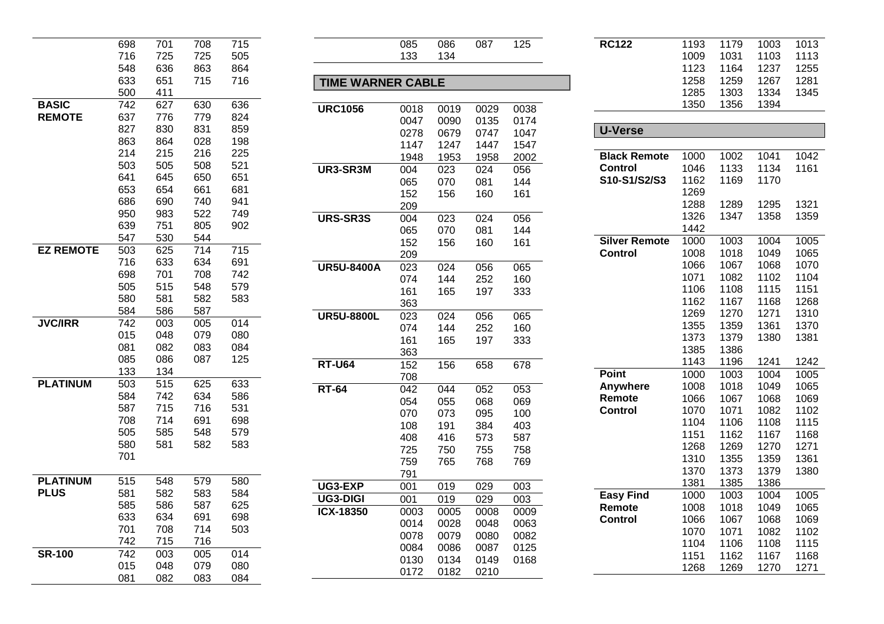| | | | | |
|---|---|---|---|---|
| | 698 | 701 | 708 | 715 |
| | 716 | 725 | 725 | 505 |
| | 548 | 636 | 863 | 864 |
| | 633 | 651 | 715 | 716 |
| | 500 | 411 | | |
| **BASIC REMOTE** | 742 | 627 | 630 | 636 |
| | 637 | 776 | 779 | 824 |
| | 827 | 830 | 831 | 859 |
| | 863 | 864 | 028 | 198 |
| | 214 | 215 | 216 | 225 |
| | 503 | 505 | 508 | 521 |
| | 641 | 645 | 650 | 651 |
| | 653 | 654 | 661 | 681 |
| | 686 | 690 | 740 | 941 |
| | 950 | 983 | 522 | 749 |
| | 639 | 751 | 805 | 902 |
| | 547 | 530 | 544 | |
| **EZ REMOTE** | 503 | 625 | 714 | 715 |
| | 716 | 633 | 634 | 691 |
| | 698 | 701 | 708 | 742 |
| | 505 | 515 | 548 | 579 |
| | 580 | 581 | 582 | 583 |
| | 584 | 586 | 587 | |
| **JVC/IRR** | 742 | 003 | 005 | 014 |
| | 015 | 048 | 079 | 080 |
| | 081 | 082 | 083 | 084 |
| | 085 | 086 | 087 | 125 |
| | 133 | 134 | | |
| **PLATINUM** | 503 | 515 | 625 | 633 |
| | 584 | 742 | 634 | 586 |
| | 587 | 715 | 716 | 531 |
| | 708 | 714 | 691 | 698 |
| | 505 | 585 | 548 | 579 |
| | 580 | 581 | 582 | 583 |
| | 701 | | | |
| **PLATINUM PLUS** | 515 | 548 | 579 | 580 |
| | 581 | 582 | 583 | 584 |
| | 585 | 586 | 587 | 625 |
| | 633 | 634 | 691 | 698 |
| | 701 | 708 | 714 | 503 |
| | 742 | 715 | 716 | |
| **SR-100** | 742 | 003 | 005 | 014 |
| | 015 | 048 | 079 | 080 |
| | 081 | 082 | 083 | 084 |
| | 085 | 086 | 087 | 125 |
| | 133 | 134 | | |

## TIME WARNER CABLE

| | | | | |
|---|---|---|---|---|
| **URC1056** | 0018 | 0019 | 0029 | 0038 |
| | 0047 | 0090 | 0135 | 0174 |
| | 0278 | 0679 | 0747 | 1047 |
| | 1147 | 1247 | 1447 | 1547 |
| | 1948 | 1953 | 1958 | 2002 |
| **UR3-SR3M** | 004 | 023 | 024 | 056 |
| | 065 | 070 | 081 | 144 |
| | 152 | 156 | 160 | 161 |
| | 209 | | | |
| **URS-SR3S** | 004 | 023 | 024 | 056 |
| | 065 | 070 | 081 | 144 |
| | 152 | 156 | 160 | 161 |
| | 209 | | | |
| **UR5U-8400A** | 023 | 024 | 056 | 065 |
| | 074 | 144 | 252 | 160 |
| | 161 | 165 | 197 | 333 |
| | 363 | | | |
| **UR5U-8800L** | 023 | 024 | 056 | 065 |
| | 074 | 144 | 252 | 160 |
| | 161 | 165 | 197 | 333 |
| | 363 | | | |
| **RT-U64** | 152 | 156 | 658 | 678 |
| | 708 | | | |
| **RT-64** | 042 | 044 | 052 | 053 |
| | 054 | 055 | 068 | 069 |
| | 070 | 073 | 095 | 100 |
| | 108 | 191 | 384 | 403 |
| | 408 | 416 | 573 | 587 |
| | 725 | 750 | 755 | 758 |
| | 759 | 765 | 768 | 769 |
| | 791 | | | |
| **UG3-EXP** | 001 | 019 | 029 | 003 |
| **UG3-DIGI** | 001 | 019 | 029 | 003 |
| **ICX-18350** | 0003 | 0005 | 0008 | 0009 |
| | 0014 | 0028 | 0048 | 0063 |
| | 0078 | 0079 | 0080 | 0082 |
| | 0084 | 0086 | 0087 | 0125 |
| | 0130 | 0134 | 0149 | 0168 |
| | 0172 | 0182 | 0210 | |
| **RC122** | 1193 | 1179 | 1003 | 1013 |
| | 1009 | 1031 | 1103 | 1113 |
| | 1123 | 1164 | 1237 | 1255 |
| | 1258 | 1259 | 1267 | 1281 |
| | 1285 | 1303 | 1334 | 1345 |
| | 1350 | 1356 | 1394 | |

## U-Verse

| | | | | |
|---|---|---|---|---|
| **Black Remote Control S10-S1/S2/S3** | 1000 | 1002 | 1041 | 1042 |
| | 1046 | 1133 | 1134 | 1161 |
| | 1162 | 1169 | 1170 | |
| | 1269 | | | |
| | 1288 | 1289 | 1295 | 1321 |
| | 1326 | 1347 | 1358 | 1359 |
| | 1442 | | | |
| **Silver Remote Control** | 1000 | 1003 | 1004 | 1005 |
| | 1008 | 1018 | 1049 | 1065 |
| | 1066 | 1067 | 1068 | 1070 |
| | 1071 | 1082 | 1102 | 1104 |
| | 1106 | 1108 | 1115 | 1151 |
| | 1162 | 1167 | 1168 | 1268 |
| | 1269 | 1270 | 1271 | 1310 |
| | 1355 | 1359 | 1361 | 1370 |
| | 1373 | 1379 | 1380 | 1381 |
| | 1385 | 1386 | | |
| | 1143 | 1196 | 1241 | 1242 |
| **Point Anywhere Remote Control** | 1000 | 1003 | 1004 | 1005 |
| | 1008 | 1018 | 1049 | 1065 |
| | 1066 | 1067 | 1068 | 1069 |
| | 1070 | 1071 | 1082 | 1102 |
| | 1104 | 1106 | 1108 | 1115 |
| | 1151 | 1162 | 1167 | 1168 |
| | 1268 | 1269 | 1270 | 1271 |
| | 1310 | 1355 | 1359 | 1361 |
| | 1370 | 1373 | 1379 | 1380 |
| | 1381 | 1385 | 1386 | |
| **Easy Find Remote Control** | 1000 | 1003 | 1004 | 1005 |
| | 1008 | 1018 | 1049 | 1065 |
| | 1066 | 1067 | 1068 | 1069 |
| | 1070 | 1071 | 1082 | 1102 |
| | 1104 | 1106 | 1108 | 1115 |
| | 1151 | 1162 | 1167 | 1168 |
| | 1268 | 1269 | 1270 | 1271 |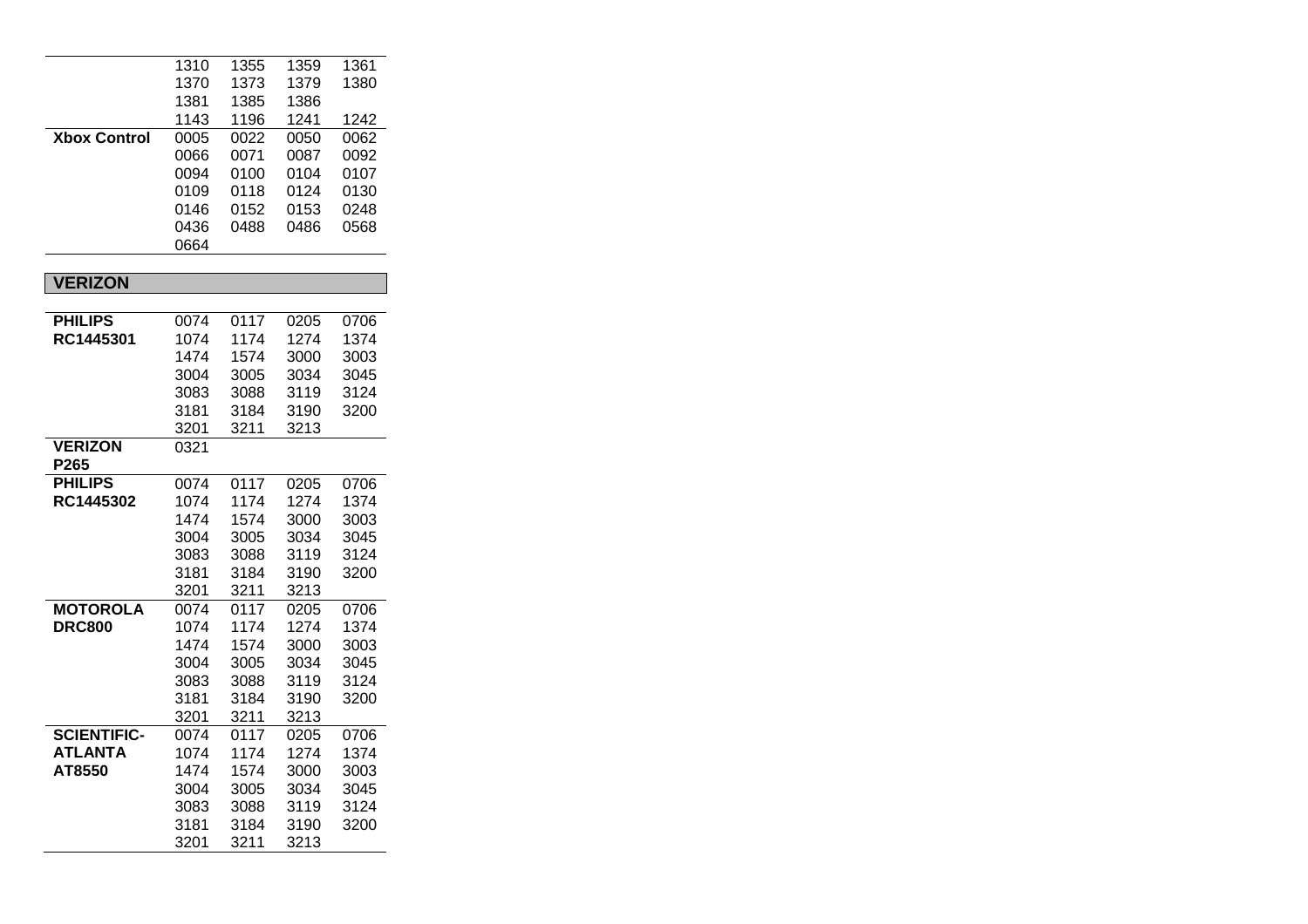| | | | | |
|---|---|---|---|---|
| | 1310 | 1355 | 1359 | 1361 |
| | 1370 | 1373 | 1379 | 1380 |
| | 1381 | 1385 | 1386 | |
| | 1143 | 1196 | 1241 | 1242 |
| **Xbox Control** | 0005 | 0022 | 0050 | 0062 |
| | 0066 | 0071 | 0087 | 0092 |
| | 0094 | 0100 | 0104 | 0107 |
| | 0109 | 0118 | 0124 | 0130 |
| | 0146 | 0152 | 0153 | 0248 |
| | 0436 | 0488 | 0486 | 0568 |
| | 0664 | | | |

## VERIZON

| | | | | |
|---|---|---|---|---|
| **PHILIPS RC1445301** | 0074 | 0117 | 0205 | 0706 |
| | 1074 | 1174 | 1274 | 1374 |
| | 1474 | 1574 | 3000 | 3003 |
| | 3004 | 3005 | 3034 | 3045 |
| | 3083 | 3088 | 3119 | 3124 |
| | 3181 | 3184 | 3190 | 3200 |
| | 3201 | 3211 | 3213 | |
| **VERIZON P265** | 0321 | | | |
| **PHILIPS RC1445302** | 0074 | 0117 | 0205 | 0706 |
| | 1074 | 1174 | 1274 | 1374 |
| | 1474 | 1574 | 3000 | 3003 |
| | 3004 | 3005 | 3034 | 3045 |
| | 3083 | 3088 | 3119 | 3124 |
| | 3181 | 3184 | 3190 | 3200 |
| | 3201 | 3211 | 3213 | |
| **MOTOROLA DRC800** | 0074 | 0117 | 0205 | 0706 |
| | 1074 | 1174 | 1274 | 1374 |
| | 1474 | 1574 | 3000 | 3003 |
| | 3004 | 3005 | 3034 | 3045 |
| | 3083 | 3088 | 3119 | 3124 |
| | 3181 | 3184 | 3190 | 3200 |
| | 3201 | 3211 | 3213 | |
| **SCIENTIFIC-ATLANTA AT8550** | 0074 | 0117 | 0205 | 0706 |
| | 1074 | 1174 | 1274 | 1374 |
| | 1474 | 1574 | 3000 | 3003 |
| | 3004 | 3005 | 3034 | 3045 |
| | 3083 | 3088 | 3119 | 3124 |
| | 3181 | 3184 | 3190 | 3200 |
| | 3201 | 3211 | 3213 | |